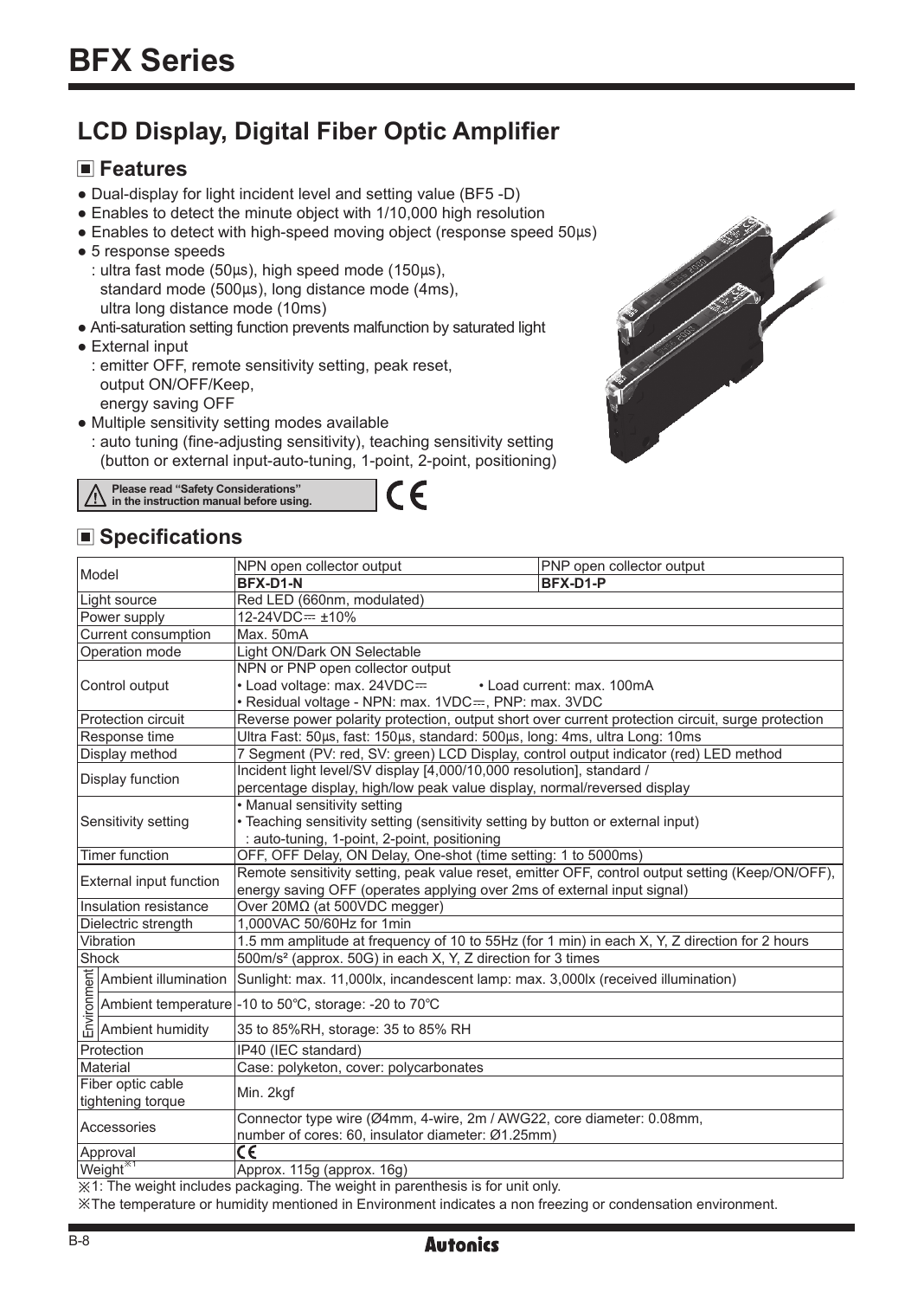# BFX Series

## LCD Display, Digital Fiber Optic Amplifier

### ■ Features

- Dual-display for light incident level and setting value (BF5 -D)
- Enables to detect the minute object with 1/10,000 high resolution
- Enables to detect with high-speed moving object (response speed 50µs)
- 5 response speeds
  : ultra fast mode (50µs), high speed mode (150µs), standard mode (500µs), long distance mode (4ms), ultra long distance mode (10ms)
- Anti-saturation setting function prevents malfunction by saturated light
- External input
  : emitter OFF, remote sensitivity setting, peak reset, output ON/OFF/Keep, energy saving OFF
- Multiple sensitivity setting modes available
  : auto tuning (fine-adjusting sensitivity), teaching sensitivity setting (button or external input-auto-tuning, 1-point, 2-point, positioning)

⚠ **Please read "Safety Considerations" in the instruction manual before using.**

CE

### ■ Specifications

| Model | | NPN open collector output | PNP open collector output |
|---|---|---|---|
| | | **BFX-D1-N** | **BFX-D1-P** |
| Light source | | Red LED (660nm, modulated) | |
| Power supply | | 12-24VDC⎓ ±10% | |
| Current consumption | | Max. 50mA | |
| Operation mode | | Light ON/Dark ON Selectable | |
| Control output | | NPN or PNP open collector output<br>• Load voltage: max. 24VDC⎓ • Load current: max. 100mA<br>• Residual voltage - NPN: max. 1VDC⎓, PNP: max. 3VDC | |
| Protection circuit | | Reverse power polarity protection, output short over current protection circuit, surge protection | |
| Response time | | Ultra Fast: 50µs, fast: 150µs, standard: 500µs, long: 4ms, ultra Long: 10ms | |
| Display method | | 7 Segment (PV: red, SV: green) LCD Display, control output indicator (red) LED method | |
| Display function | | Incident light level/SV display [4,000/10,000 resolution], standard / percentage display, high/low peak value display, normal/reversed display | |
| Sensitivity setting | | • Manual sensitivity setting<br>• Teaching sensitivity setting (sensitivity setting by button or external input)<br>: auto-tuning, 1-point, 2-point, positioning | |
| Timer function | | OFF, OFF Delay, ON Delay, One-shot (time setting: 1 to 5000ms) | |
| External input function | | Remote sensitivity setting, peak value reset, emitter OFF, control output setting (Keep/ON/OFF), energy saving OFF (operates applying over 2ms of external input signal) | |
| Insulation resistance | | Over 20MΩ (at 500VDC megger) | |
| Dielectric strength | | 1,000VAC 50/60Hz for 1min | |
| Vibration | | 1.5 mm amplitude at frequency of 10 to 55Hz (for 1 min) in each X, Y, Z direction for 2 hours | |
| Shock | | 500m/s² (approx. 50G) in each X, Y, Z direction for 3 times | |
| Environment | Ambient illumination | Sunlight: max. 11,000lx, incandescent lamp: max. 3,000lx (received illumination) | |
| | Ambient temperature | -10 to 50℃, storage: -20 to 70℃ | |
| | Ambient humidity | 35 to 85%RH, storage: 35 to 85% RH | |
| Protection | | IP40 (IEC standard) | |
| Material | | Case: polyketon, cover: polycarbonates | |
| Fiber optic cable tightening torque | | Min. 2kgf | |
| Accessories | | Connector type wire (Ø4mm, 4-wire, 2m / AWG22, core diameter: 0.08mm, number of cores: 60, insulator diameter: Ø1.25mm) | |
| Approval | | CE | |
| Weight[※1] | | Approx. 115g (approx. 16g) | |

※1: The weight includes packaging. The weight in parenthesis is for unit only.

※The temperature or humidity mentioned in Environment indicates a non freezing or condensation environment.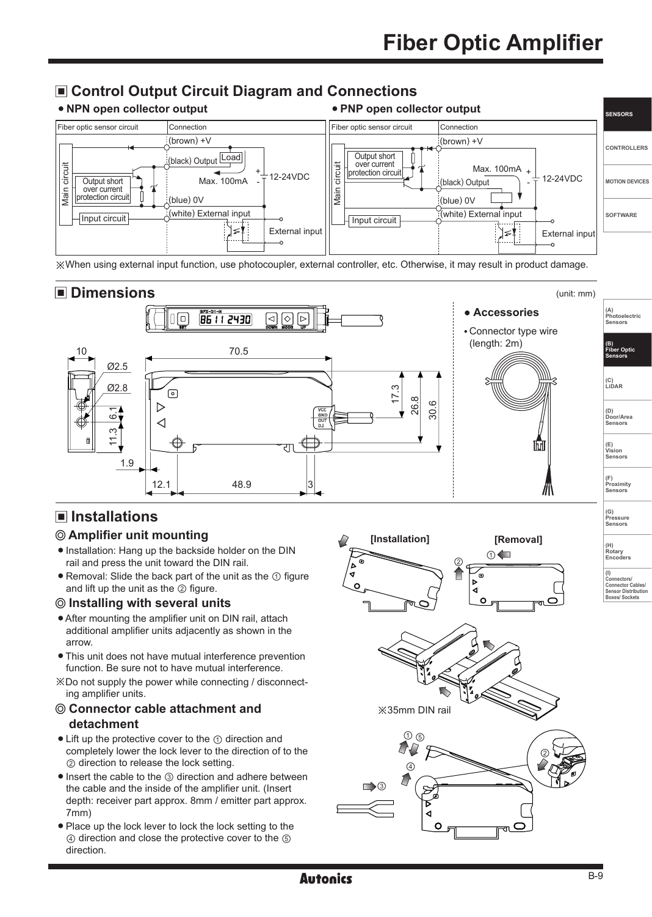## ■ Control Output Circuit Diagram and Connections

- **NPN open collector output**

| Fiber optic sensor circuit | Connection |
| --- | --- |
| Main circuit, Output short over current protection circuit, Input circuit | (brown) +V, (black) Output, Load, Max. 100mA, 12-24VDC, (blue) 0V, (white) External input, External input |

- **PNP open collector output**

| Fiber optic sensor circuit | Connection |
| --- | --- |
| Main circuit, Output short over current protection circuit, Input circuit | (brown) +V, Max. 100mA, 12-24VDC, (black) Output, (blue) 0V, (white) External input, External input |

※When using external input function, use photocoupler, external controller, etc. Otherwise, it may result in product damage.

## ■ Dimensions

(unit: mm)

- **Accessories**
  - Connector type wire (length: 2m)

## ■ Installations

### ◎ Amplifier unit mounting

- Installation: Hang up the backside holder on the DIN rail and press the unit toward the DIN rail.
- Removal: Slide the back part of the unit as the ① figure and lift up the unit as the ② figure.

[Installation] [Removal]

### ◎ Installing with several units

- After mounting the amplifier unit on DIN rail, attach additional amplifier units adjacently as shown in the arrow.
- This unit does not have mutual interference prevention function. Be sure not to have mutual interference.

※Do not supply the power while connecting / disconnecting amplifier units.

※35mm DIN rail

### ◎ Connector cable attachment and detachment

- Lift up the protective cover to the ① direction and completely lower the lock lever to the direction of to the ② direction to release the lock setting.
- Insert the cable to the ③ direction and adhere between the cable and the inside of the amplifier unit. (Insert depth: receiver part approx. 8mm / emitter part approx. 7mm)
- Place up the lock lever to lock the lock setting to the ④ direction and close the protective cover to the ⑤ direction.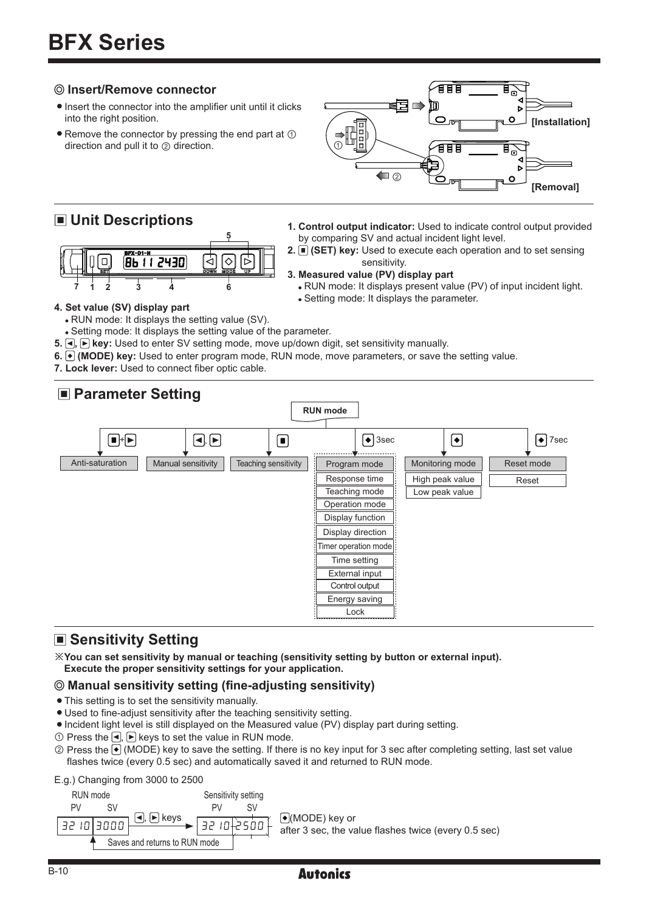# BFX Series

### ◎ Insert/Remove connector

- Insert the connector into the amplifier unit until it clicks into the right position.
- Remove the connector by pressing the end part at ① direction and pull it to ② direction.

[Installation]

[Removal]

## ■ Unit Descriptions

1. **Control output indicator:** Used to indicate control output provided by comparing SV and actual incident light level.
2. **■ (SET) key:** Used to execute each operation and to set sensing sensitivity.
3. **Measured value (PV) display part**
   - RUN mode: It displays present value (PV) of input incident light.
   - Setting mode: It displays the parameter.
4. **Set value (SV) display part**
   - RUN mode: It displays the setting value (SV).
   - Setting mode: It displays the setting value of the parameter.
5. **◄, ► key:** Used to enter SV setting mode, move up/down digit, set sensitivity manually.
6. **◆ (MODE) key:** Used to enter program mode, RUN mode, move parameters, or save the setting value.
7. **Lock lever:** Used to connect fiber optic cable.

## ■ Parameter Setting

RUN mode

- ■+► → Anti-saturation
- ◄, ► → Manual sensitivity
- ■ → Teaching sensitivity
- ◆ 3sec → Program mode
  - Response time
  - Teaching mode
  - Operation mode
  - Display function
  - Display direction
  - Timer operation mode
  - Time setting
  - External input
  - Control output
  - Energy saving
  - Lock
- ◆ → Monitoring mode
  - High peak value
  - Low peak value
- ◆ 7sec → Reset mode
  - Reset

## ■ Sensitivity Setting

※**You can set sensitivity by manual or teaching (sensitivity setting by button or external input). Execute the proper sensitivity settings for your application.**

### ◎ Manual sensitivity setting (fine-adjusting sensitivity)

- This setting is to set the sensitivity manually.
- Used to fine-adjust sensitivity after the teaching sensitivity setting.
- Incident light level is still displayed on the Measured value (PV) display part during setting.

① Press the ◄, ► keys to set the value in RUN mode.

② Press the ◆ (MODE) key to save the setting. If there is no key input for 3 sec after completing setting, last set value flashes twice (every 0.5 sec) and automatically saved it and returned to RUN mode.

E.g.) Changing from 3000 to 2500

RUN mode: PV 3210, SV 3000 → ◄, ► keys → Sensitivity setting: PV 3210, SV 2500 → ◆(MODE) key or after 3 sec, the value flashes twice (every 0.5 sec) → Saves and returns to RUN mode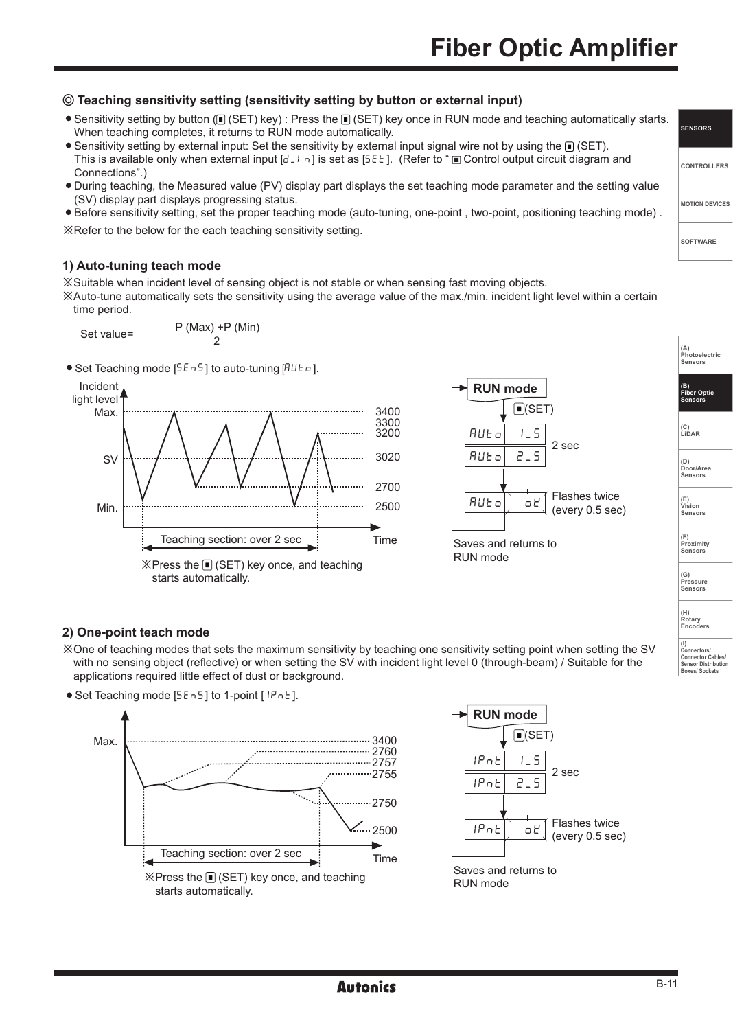## ◎ Teaching sensitivity setting (sensitivity setting by button or external input)

- Sensitivity setting by button (■ (SET) key) : Press the ■ (SET) key once in RUN mode and teaching automatically starts. When teaching completes, it returns to RUN mode automatically.
- Sensitivity setting by external input: Set the sensitivity by external input signal wire not by using the ■ (SET). This is available only when external input [d-in] is set as [SEt]. (Refer to "■ Control output circuit diagram and Connections".)
- During teaching, the Measured value (PV) display part displays the set teaching mode parameter and the setting value (SV) display part displays progressing status.
- Before sensitivity setting, set the proper teaching mode (auto-tuning, one-point , two-point, positioning teaching mode) .

※Refer to the below for the each teaching sensitivity setting.

### 1) Auto-tuning teach mode

※Suitable when incident level of sensing object is not stable or when sensing fast moving objects.
※Auto-tune automatically sets the sensitivity using the average value of the max./min. incident light level within a certain time period.

$$\text{Set value} = \frac{P\,(Max) + P\,(Min)}{2}$$

- Set Teaching mode [SEnS] to auto-tuning [AUto].

Incident light level: Max. 3400, 3300, 3200; SV 3020; 2700; Min. 2500 — Time

Teaching section: over 2 sec

※Press the ■ (SET) key once, and teaching starts automatically.

RUN mode → ■(SET) → AUto 1-S → AUto 2-S (2 sec) → AUto oK Flashes twice (every 0.5 sec) → Saves and returns to RUN mode

### 2) One-point teach mode

※One of teaching modes that sets the maximum sensitivity by teaching one sensitivity setting point when setting the SV with no sensing object (reflective) or when setting the SV with incident light level 0 (through-beam) / Suitable for the applications required little effect of dust or background.

- Set Teaching mode [SEnS] to 1-point [1Pnt].

Max. 3400; 2760; 2757; 2755; 2750; 2500 — Time

Teaching section: over 2 sec

※Press the ■ (SET) key once, and teaching starts automatically.

RUN mode → ■(SET) → 1Pnt 1-S → 1Pnt 2-S (2 sec) → 1Pnt oK Flashes twice (every 0.5 sec) → Saves and returns to RUN mode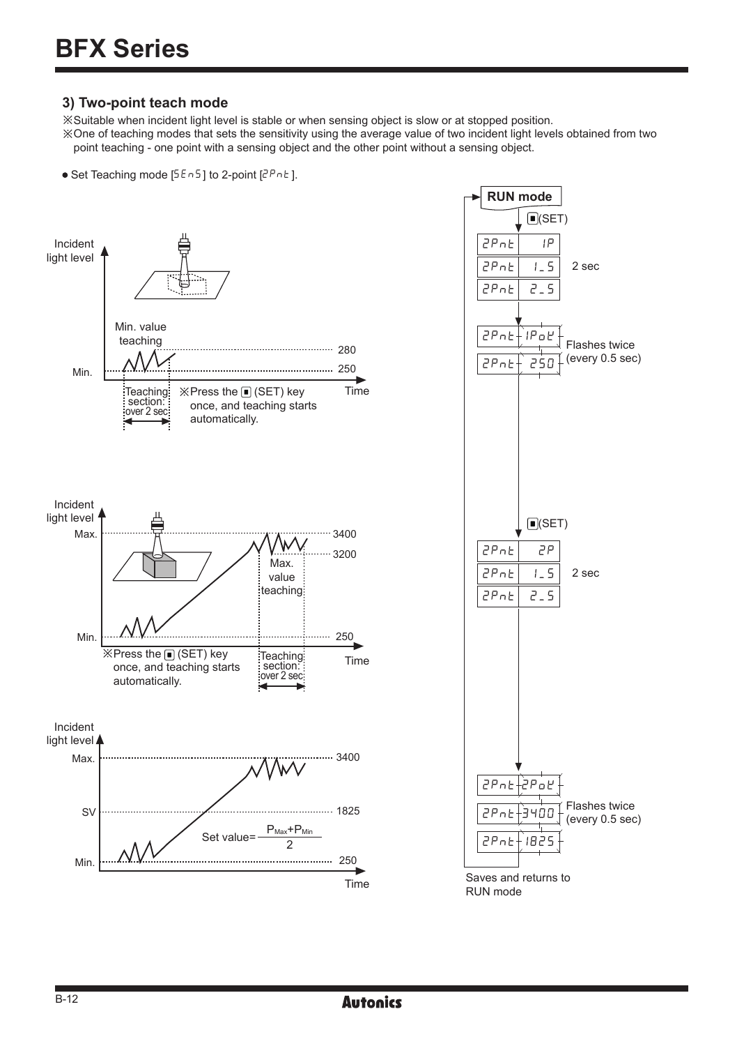### 3) Two-point teach mode

※Suitable when incident light level is stable or when sensing object is slow or at stopped position.

※One of teaching modes that sets the sensitivity using the average value of two incident light levels obtained from two point teaching - one point with a sensing object and the other point without a sensing object.

- Set Teaching mode [SEnS] to 2-point [2Pnt].

Incident light level

Min. value teaching

280

Min. 250

Time

Teaching section: over 2 sec

※Press the ■ (SET) key once, and teaching starts automatically.

Incident light level

Max. 3400

3200

Max. value teaching

Min. 250

※Press the ■ (SET) key once, and teaching starts automatically.

Teaching section: over 2 sec

Time

Incident light level

Max. 3400

SV 1825

Set value= $\frac{P_{Max}+P_{Min}}{2}$

Min. 250

Time

RUN mode

■(SET)

2Pnt 1P

2Pnt 1_S 2 sec

2Pnt 2_S

2Pnt 1PoK

2Pnt 250 Flashes twice (every 0.5 sec)

■(SET)

2Pnt 2P

2Pnt 1_S 2 sec

2Pnt 2_S

2Pnt 2PoK

2Pnt 3400 Flashes twice (every 0.5 sec)

2Pnt 1825

Saves and returns to RUN mode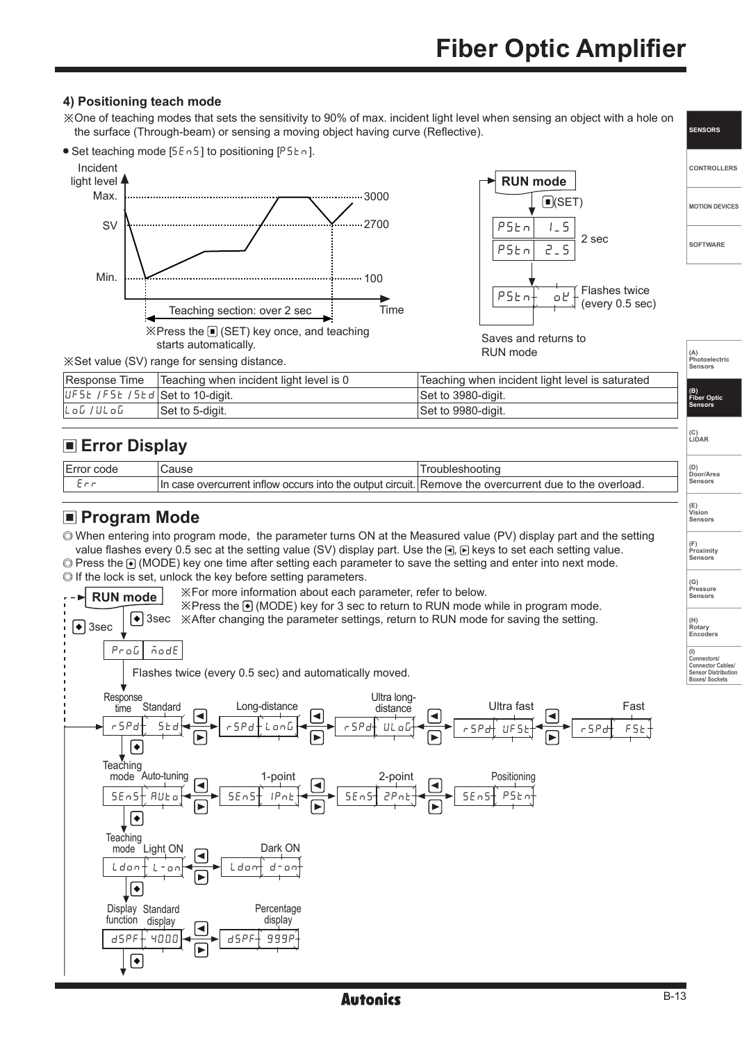### 4) Positioning teach mode

※One of teaching modes that sets the sensitivity to 90% of max. incident light level when sensing an object with a hole on the surface (Through-beam) or sensing a moving object having curve (Reflective).

- Set teaching mode [SEnS] to positioning [PStn].

Incident light level — Max. 3000, SV 2700, Min. 100 — Time

Teaching section: over 2 sec

※Press the ■ (SET) key once, and teaching starts automatically.

RUN mode → ■(SET) → PStn 1_S → PStn 2_S (2 sec) → PStn oK (Flashes twice (every 0.5 sec)) → Saves and returns to RUN mode

※Set value (SV) range for sensing distance.

| Response Time | Teaching when incident light level is 0 | Teaching when incident light level is saturated |
|---|---|---|
| UFSt / FSt / Std | Set to 10-digit. | Set to 3980-digit. |
| LoG / ULoG | Set to 5-digit. | Set to 9980-digit. |

## ■ Error Display

| Error code | Cause | Troubleshooting |
|---|---|---|
| Err | In case overcurrent inflow occurs into the output circuit. | Remove the overcurrent due to the overload. |

## ■ Program Mode

◎ When entering into program mode, the parameter turns ON at the Measured value (PV) display part and the setting value flashes every 0.5 sec at the setting value (SV) display part. Use the ◄, ► keys to set each setting value.

◎ Press the ◆ (MODE) key one time after setting each parameter to save the setting and enter into next mode.

◎ If the lock is set, unlock the key before setting parameters.

※For more information about each parameter, refer to below.

※Press the ◆ (MODE) key for 3 sec to return to RUN mode while in program mode.

※After changing the parameter settings, return to RUN mode for saving the setting.

RUN mode → ◆ 3sec → ProG ñodE — Flashes twice (every 0.5 sec) and automatically moved.

- Response time (rSPd): Standard [Std] ↔ Long-distance [LonG] ↔ Ultra long-distance [ULoG] ↔ Ultra fast [UFSt] ↔ Fast [FSt]
- Teaching mode (SEnS): Auto-tuning [AUto] ↔ 1-point [1Pnt] ↔ 2-point [2Pnt] ↔ Positioning [PStn]
- Teaching mode (Ldon): Light ON [L-on] ↔ Dark ON [d-on]
- Display function (dSPF): Standard display [4000] ↔ Percentage display [999P]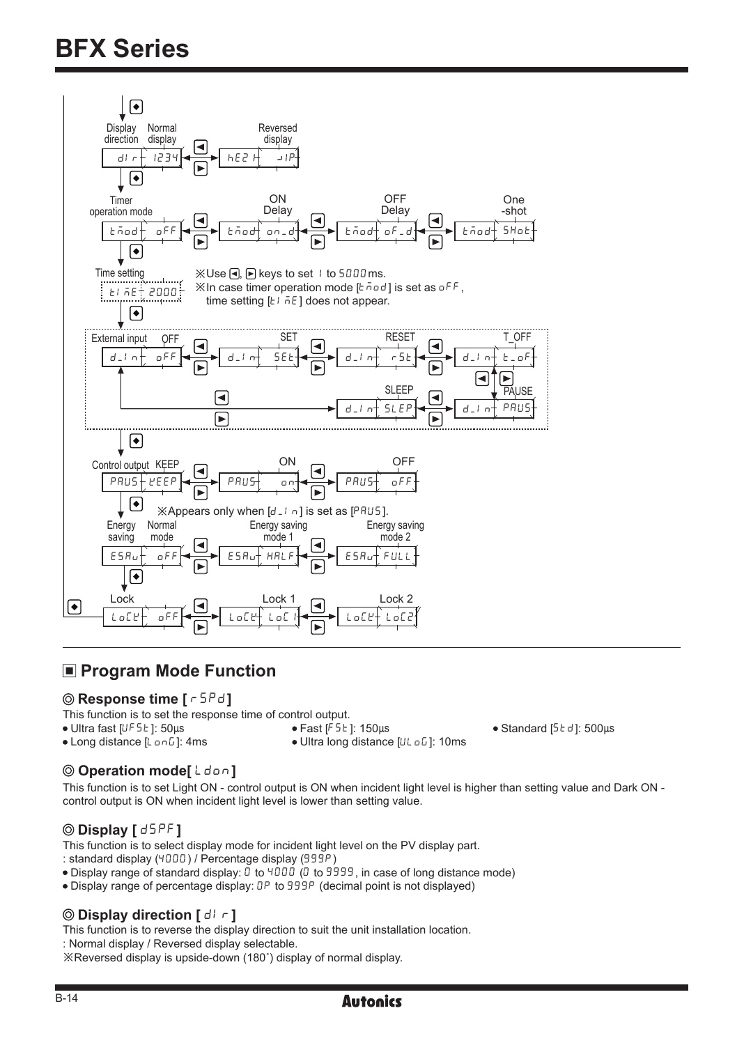# BFX Series

Display direction — Normal display: dir 1234 ◄► Reversed display: hE21 JIP

Timer operation mode — tmod oFF ◄► ON Delay: tmod on_d ◄► OFF Delay: tmod oF_d ◄► One-shot: tmod SHot

Time setting — tImE 2000

※Use ◄, ► keys to set 1 to 5000 ms.
※In case timer operation mode [tmod] is set as oFF, time setting [tImE] does not appear.

External input — OFF: d_In oFF ◄► SET: d_In SEt ◄► RESET: d_In rSt ◄► T_OFF: d_In t_oF ◄► PAUSE: d_In PAUS ◄► SLEEP: d_In SLEP

Control output — KEEP: PAUS kEEP ◄► ON: PAUS on ◄► OFF: PAUS oFF

※Appears only when [d_In] is set as [PAUS].

Energy saving — Normal mode: ESAu oFF ◄► Energy saving mode 1: ESAu HALF ◄► Energy saving mode 2: ESAu FULL

Lock — LoCk oFF ◄► Lock 1: LoCk LoC1 ◄► Lock 2: LoCk LoC2

## ■ Program Mode Function

### ◎ Response time [ rSPd ]

This function is to set the response time of control output.

- Ultra fast [UFSt]: 50µs
- Fast [FSt]: 150µs
- Standard [Std]: 500µs
- Long distance [LonG]: 4ms
- Ultra long distance [ULoG]: 10ms

### ◎ Operation mode[ Ldon ]

This function is to set Light ON - control output is ON when incident light level is higher than setting value and Dark ON - control output is ON when incident light level is lower than setting value.

### ◎ Display [ dSPF ]

This function is to select display mode for incident light level on the PV display part.
: standard display (4000) / Percentage display (999P)

- Display range of standard display: 0 to 4000 (0 to 9999, in case of long distance mode)
- Display range of percentage display: 0P to 999P (decimal point is not displayed)

### ◎ Display direction [ dIr ]

This function is to reverse the display direction to suit the unit installation location.
: Normal display / Reversed display selectable.
※Reversed display is upside-down (180˚) display of normal display.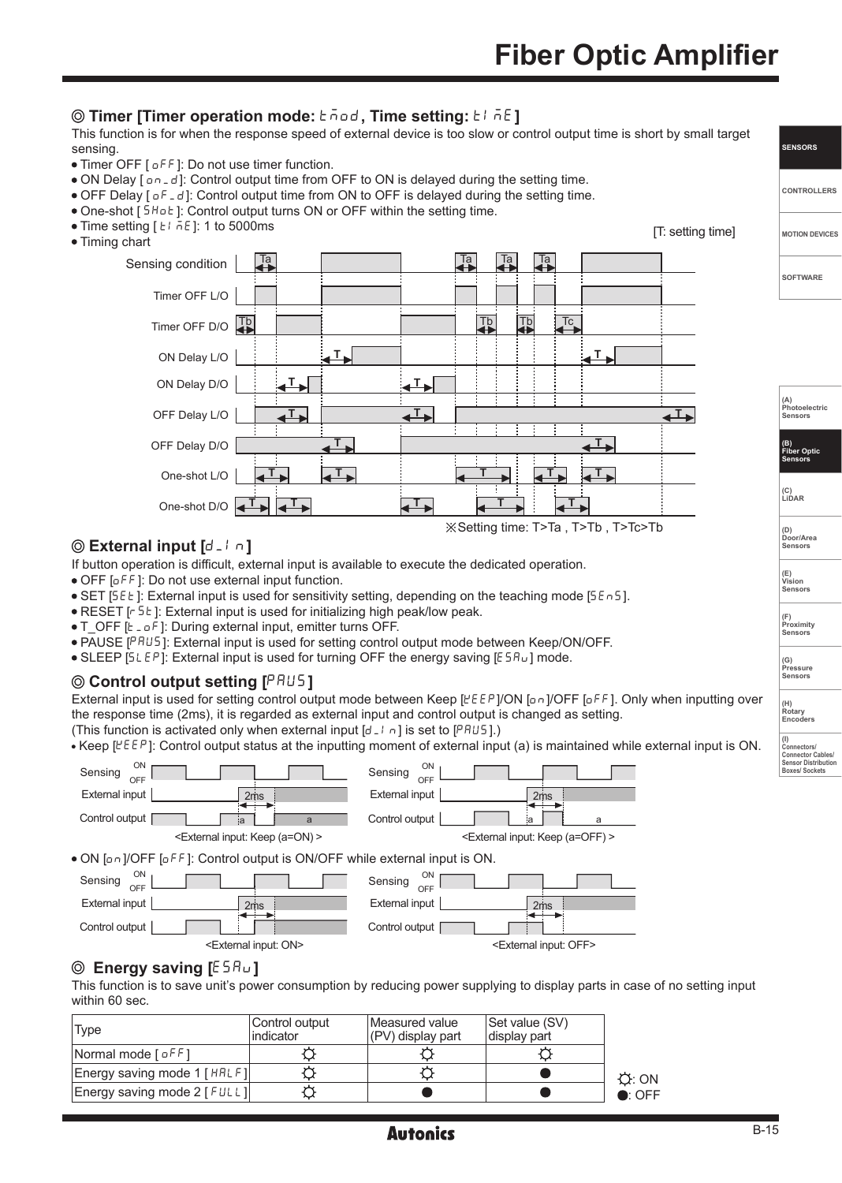## ◎ Timer [Timer operation mode: tmod, Time setting: time]

This function is for when the response speed of external device is too slow or control output time is short by small target sensing.

- Timer OFF [oFF]: Do not use timer function.
- ON Delay [on-d]: Control output time from OFF to ON is delayed during the setting time.
- OFF Delay [oF-d]: Control output time from ON to OFF is delayed during the setting time.
- One-shot [SHot]: Control output turns ON or OFF within the setting time.
- Time setting [time]: 1 to 5000ms
- Timing chart

[T: setting time]

Sensing condition

Timer OFF L/O

Timer OFF D/O

ON Delay L/O

ON Delay D/O

OFF Delay L/O

OFF Delay D/O

One-shot L/O

One-shot D/O

※Setting time: T>Ta , T>Tb , T>Tc>Tb

## ◎ External input [d-in]

If button operation is difficult, external input is available to execute the dedicated operation.

- OFF [oFF]: Do not use external input function.
- SET [SEt]: External input is used for sensitivity setting, depending on the teaching mode [SEnS].
- RESET [rSt]: External input is used for initializing high peak/low peak.
- T_OFF [t-oF]: During external input, emitter turns OFF.
- PAUSE [PAUS]: External input is used for setting control output mode between Keep/ON/OFF.
- SLEEP [SLEP]: External input is used for turning OFF the energy saving [ESAu] mode.

## ◎ Control output setting [PAUS]

External input is used for setting control output mode between Keep [KEEP]/ON [on]/OFF [oFF]. Only when inputting over the response time (2ms), it is regarded as external input and control output is changed as setting.
(This function is activated only when external input [d-in] is set to [PAUS].)

- Keep [KEEP]: Control output status at the inputting moment of external input (a) is maintained while external input is ON.

<External input: Keep (a=ON) >

<External input: Keep (a=OFF) >

- ON [on]/OFF [oFF]: Control output is ON/OFF while external input is ON.

<External input: ON>

<External input: OFF>

## ◎ Energy saving [ESAu]

This function is to save unit's power consumption by reducing power supplying to display parts in case of no setting input within 60 sec.

| Type | Control output indicator | Measured value (PV) display part | Set value (SV) display part |
|---|---|---|---|
| Normal mode [oFF] | ☼ | ☼ | ☼ |
| Energy saving mode 1 [HALF] | ☼ | ☼ | ● |
| Energy saving mode 2 [FULL] | ☼ | ● | ● |

☼: ON
●: OFF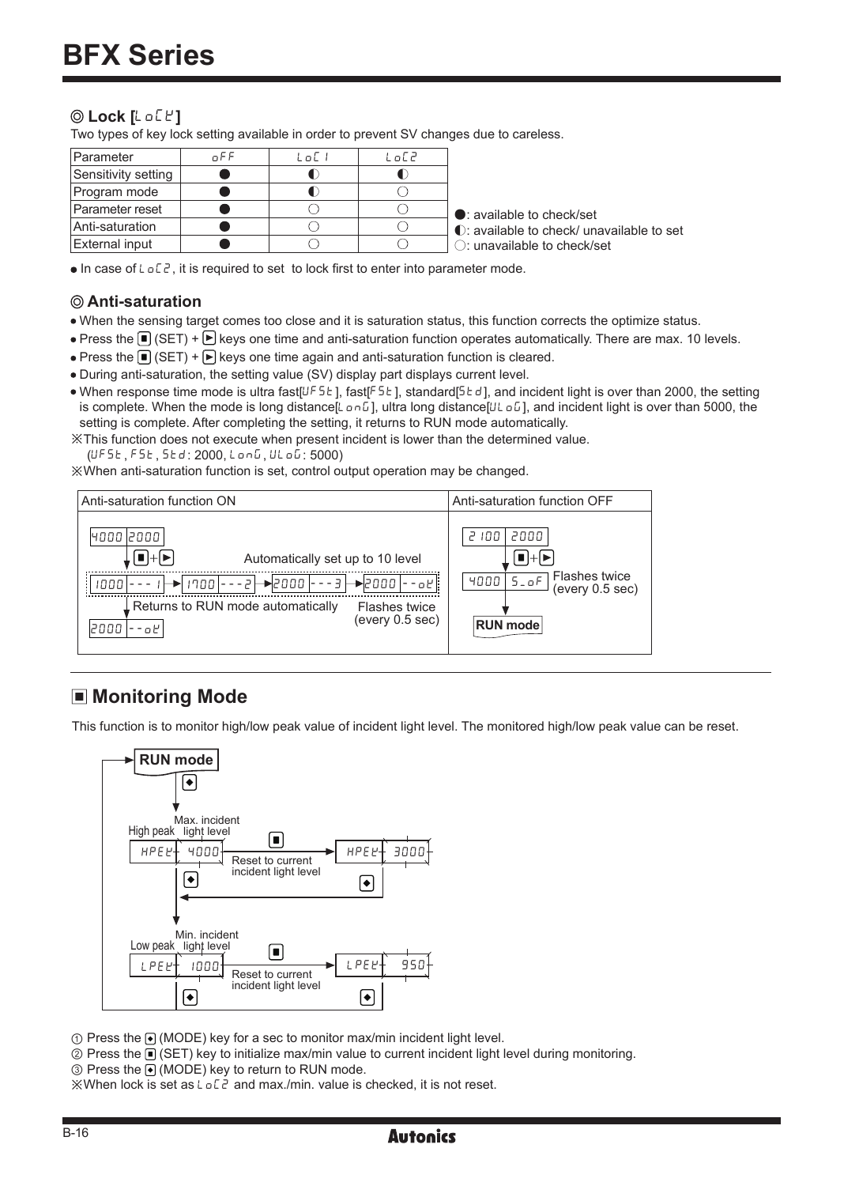## ◎ Lock [LoCK]

Two types of key lock setting available in order to prevent SV changes due to careless.

| Parameter | oFF | LoC1 | LoC2 |
|---|---|---|---|
| Sensitivity setting | ● | ◐ | ◐ |
| Program mode | ● | ◐ | ○ |
| Parameter reset | ● | ○ | ○ |
| Anti-saturation | ● | ○ | ○ |
| External input | ● | ○ | ○ |

●: available to check/set
◐: available to check/ unavailable to set
○: unavailable to check/set

- In case of LoC2, it is required to set to lock first to enter into parameter mode.

## ◎ Anti-saturation

- When the sensing target comes too close and it is saturation status, this function corrects the optimize status.
- Press the ■ (SET) + ▶ keys one time and anti-saturation function operates automatically. There are max. 10 levels.
- Press the ■ (SET) + ▶ keys one time again and anti-saturation function is cleared.
- During anti-saturation, the setting value (SV) display part displays current level.
- When response time mode is ultra fast[UFSt], fast[FSt], standard[Std], and incident light is over than 2000, the setting is complete. When the mode is long distance[LonG], ultra long distance[ULoG], and incident light is over than 5000, the setting is complete. After completing the setting, it returns to RUN mode automatically.

※This function does not execute when present incident is lower than the determined value.
(UFSt, FSt, Std: 2000, LonG, ULoG: 5000)

※When anti-saturation function is set, control output operation may be changed.

| Anti-saturation function ON | Anti-saturation function OFF |
|---|---|
| 4000 2000 → ■+▶ → Automatically set up to 10 level: 1000 ---1 → 1700 ---2 → 2000 ---3 → 2000 --oK (Flashes twice (every 0.5 sec)) → Returns to RUN mode automatically → 2000 --oK | 2100 2000 → ■+▶ → 4000 S_oF Flashes twice (every 0.5 sec) → RUN mode |

## ■ Monitoring Mode

This function is to monitor high/low peak value of incident light level. The monitored high/low peak value can be reset.

RUN mode → ◆ → High peak / Max. incident light level: HPEK 4000 → ■ Reset to current incident light level → HPEK 3000 → ◆ → Low peak / Min. incident light level: LPEK 1000 → ■ Reset to current incident light level → LPEK 950 → ◆ → RUN mode

① Press the ◆ (MODE) key for a sec to monitor max/min incident light level.
② Press the ■ (SET) key to initialize max/min value to current incident light level during monitoring.
③ Press the ◆ (MODE) key to return to RUN mode.
※When lock is set as LoC2 and max./min. value is checked, it is not reset.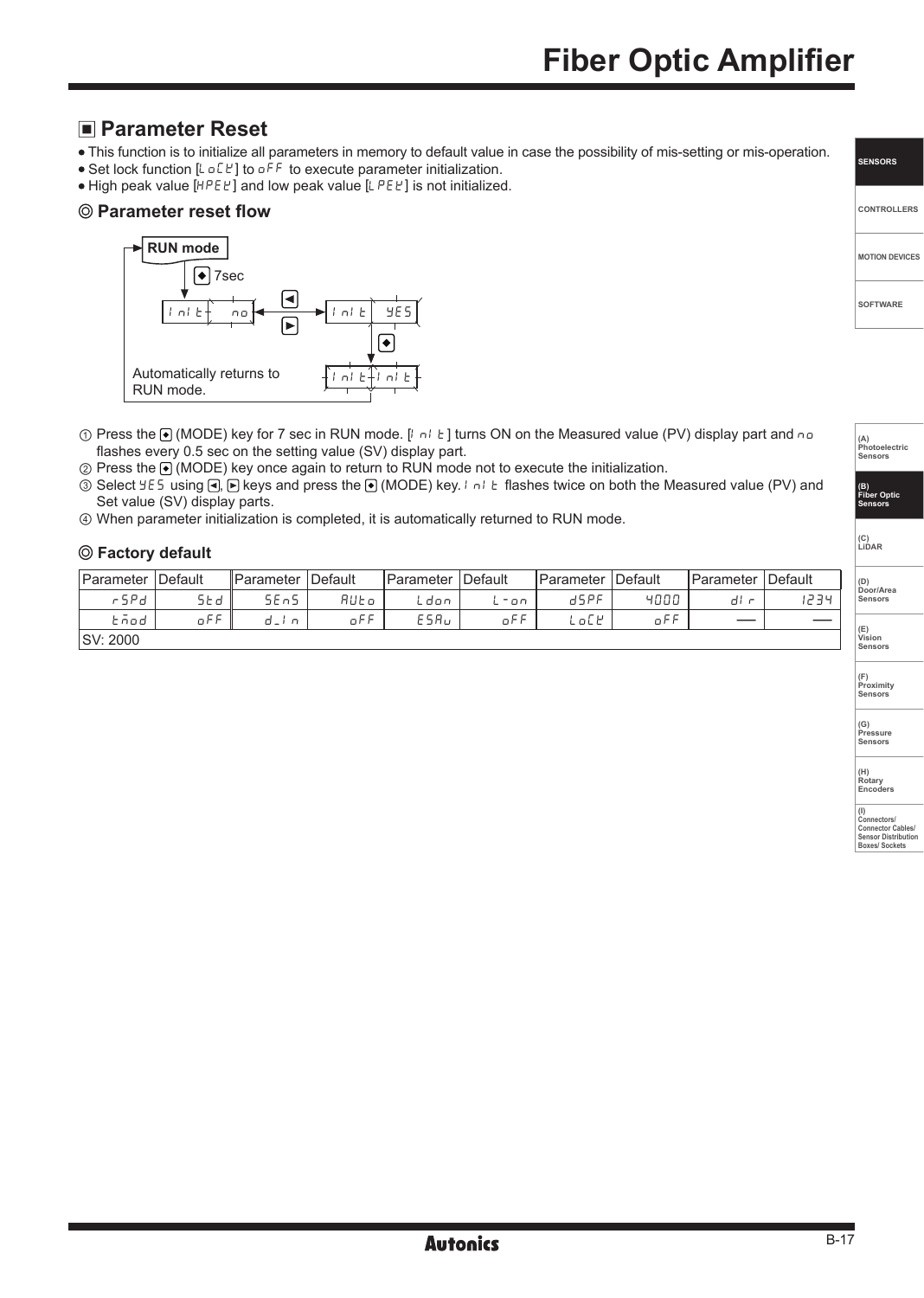## ■ Parameter Reset

- This function is to initialize all parameters in memory to default value in case the possibility of mis-setting or mis-operation.
- Set lock function [LoCK] to oFF to execute parameter initialization.
- High peak value [HPEK] and low peak value [LPEK] is not initialized.

### ◎ Parameter reset flow

RUN mode

◆ 7sec

Init no

◄

►

Init YES

◆

Init Init

Automatically returns to RUN mode.

① Press the ◆ (MODE) key for 7 sec in RUN mode. [Init] turns ON on the Measured value (PV) display part and no flashes every 0.5 sec on the setting value (SV) display part.
② Press the ◆ (MODE) key once again to return to RUN mode not to execute the initialization.
③ Select YES using ◄, ► keys and press the ◆ (MODE) key. Init flashes twice on both the Measured value (PV) and Set value (SV) display parts.
④ When parameter initialization is completed, it is automatically returned to RUN mode.

### ◎ Factory default

| Parameter | Default | Parameter | Default | Parameter | Default | Parameter | Default | Parameter | Default |
|---|---|---|---|---|---|---|---|---|---|
| rSPd | Std | SEnS | AUto | Ldon | L-on | dSPF | 4000 | dir | 1234 |
| tmod | oFF | d_In | oFF | ESAu | oFF | LoCK | oFF | — | — |
| SV: 2000 | | | | | | | | | |